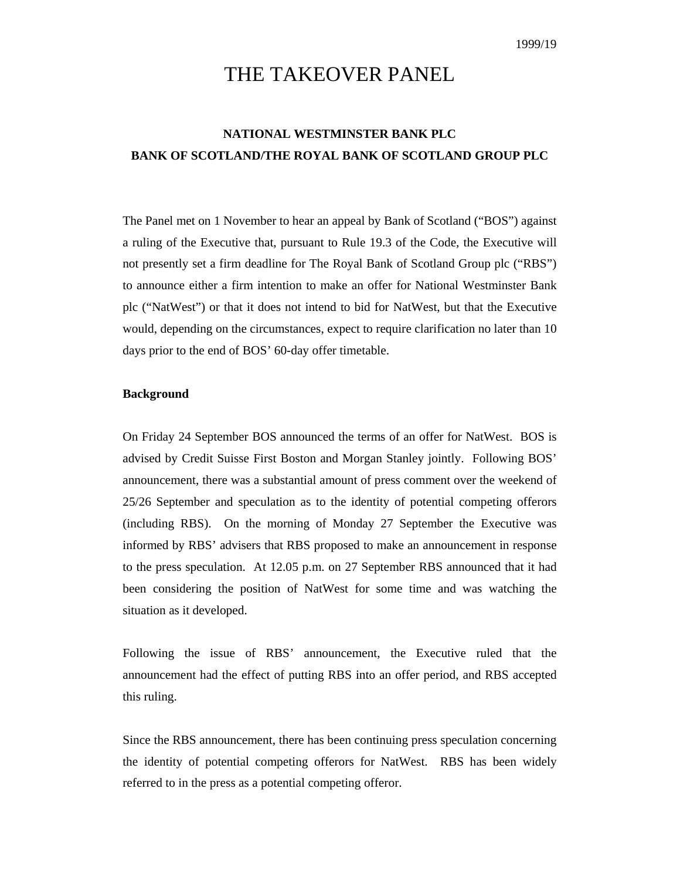1999/19

# THE TAKEOVER PANEL

## NATIONAL WESTMINSTER BANK PLC
## BANK OF SCOTLAND/THE ROYAL BANK OF SCOTLAND GROUP PLC

The Panel met on 1 November to hear an appeal by Bank of Scotland ("BOS") against a ruling of the Executive that, pursuant to Rule 19.3 of the Code, the Executive will not presently set a firm deadline for The Royal Bank of Scotland Group plc ("RBS") to announce either a firm intention to make an offer for National Westminster Bank plc ("NatWest") or that it does not intend to bid for NatWest, but that the Executive would, depending on the circumstances, expect to require clarification no later than 10 days prior to the end of BOS' 60-day offer timetable.

**Background**

On Friday 24 September BOS announced the terms of an offer for NatWest. BOS is advised by Credit Suisse First Boston and Morgan Stanley jointly. Following BOS' announcement, there was a substantial amount of press comment over the weekend of 25/26 September and speculation as to the identity of potential competing offerors (including RBS). On the morning of Monday 27 September the Executive was informed by RBS' advisers that RBS proposed to make an announcement in response to the press speculation. At 12.05 p.m. on 27 September RBS announced that it had been considering the position of NatWest for some time and was watching the situation as it developed.

Following the issue of RBS' announcement, the Executive ruled that the announcement had the effect of putting RBS into an offer period, and RBS accepted this ruling.

Since the RBS announcement, there has been continuing press speculation concerning the identity of potential competing offerors for NatWest. RBS has been widely referred to in the press as a potential competing offeror.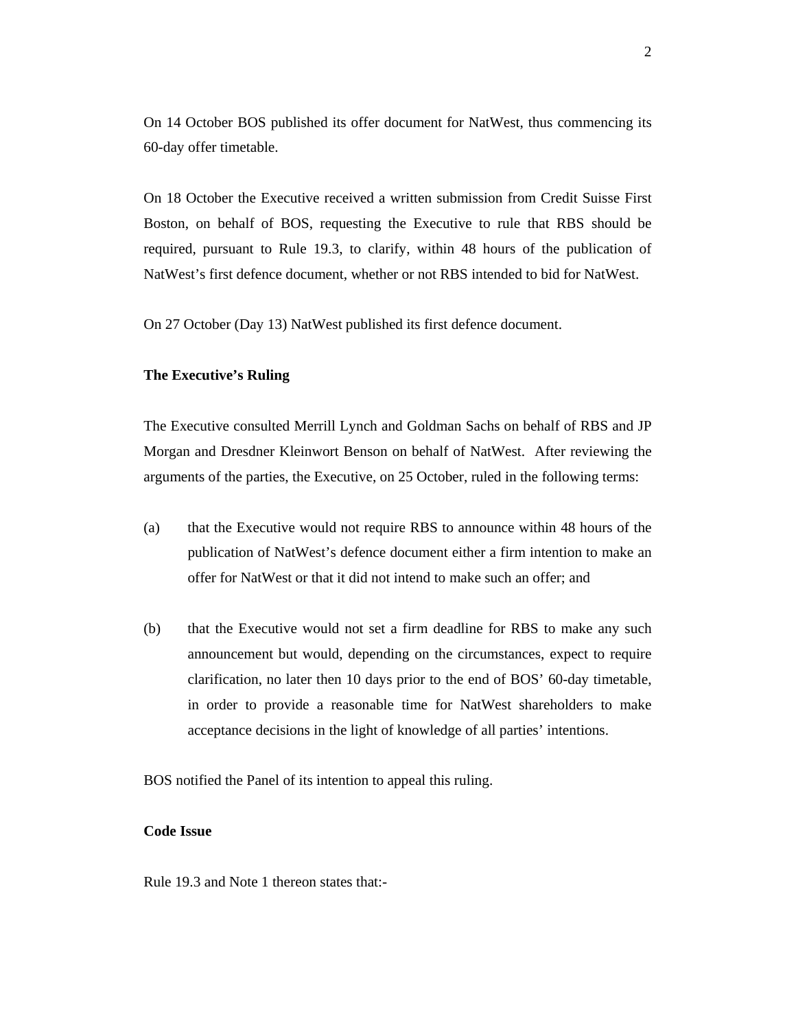On 14 October BOS published its offer document for NatWest, thus commencing its 60-day offer timetable.

On 18 October the Executive received a written submission from Credit Suisse First Boston, on behalf of BOS, requesting the Executive to rule that RBS should be required, pursuant to Rule 19.3, to clarify, within 48 hours of the publication of NatWest's first defence document, whether or not RBS intended to bid for NatWest.

On 27 October (Day 13) NatWest published its first defence document.

**The Executive's Ruling**

The Executive consulted Merrill Lynch and Goldman Sachs on behalf of RBS and JP Morgan and Dresdner Kleinwort Benson on behalf of NatWest. After reviewing the arguments of the parties, the Executive, on 25 October, ruled in the following terms:

(a) that the Executive would not require RBS to announce within 48 hours of the publication of NatWest's defence document either a firm intention to make an offer for NatWest or that it did not intend to make such an offer; and

(b) that the Executive would not set a firm deadline for RBS to make any such announcement but would, depending on the circumstances, expect to require clarification, no later then 10 days prior to the end of BOS' 60-day timetable, in order to provide a reasonable time for NatWest shareholders to make acceptance decisions in the light of knowledge of all parties' intentions.

BOS notified the Panel of its intention to appeal this ruling.

**Code Issue**

Rule 19.3 and Note 1 thereon states that:-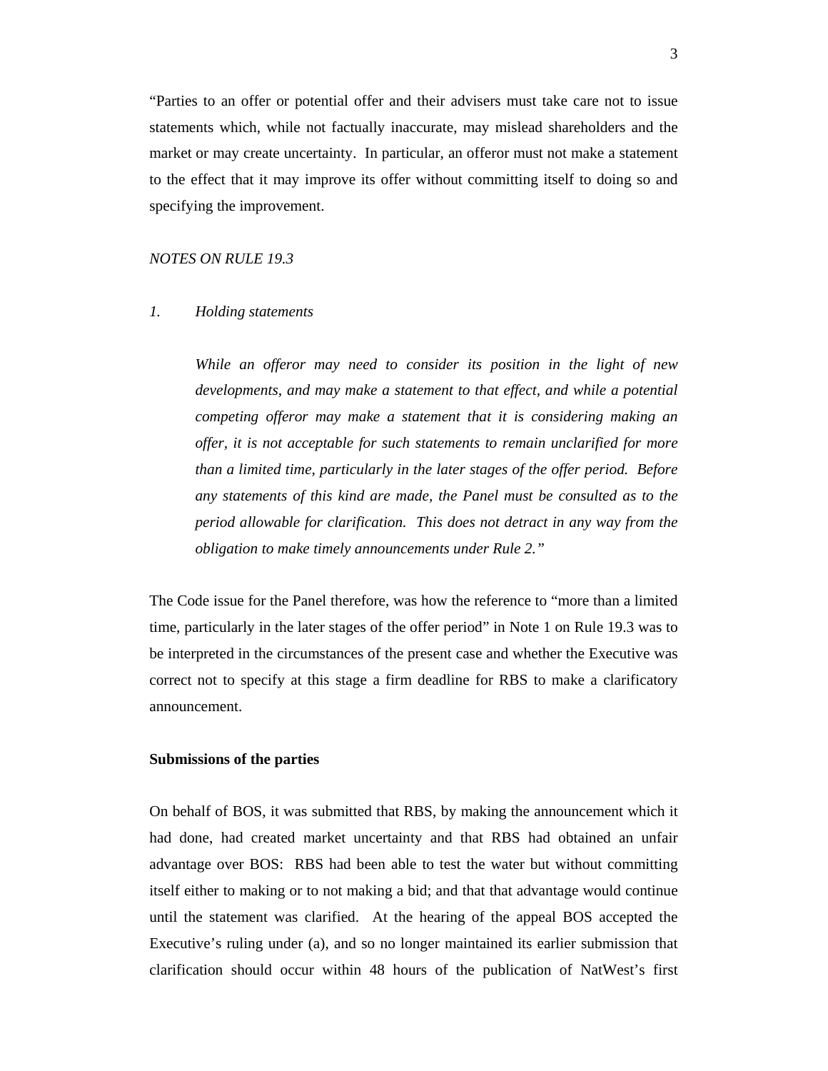"Parties to an offer or potential offer and their advisers must take care not to issue statements which, while not factually inaccurate, may mislead shareholders and the market or may create uncertainty. In particular, an offeror must not make a statement to the effect that it may improve its offer without committing itself to doing so and specifying the improvement.

*NOTES ON RULE 19.3*

*1. Holding statements*

> *While an offeror may need to consider its position in the light of new developments, and may make a statement to that effect, and while a potential competing offeror may make a statement that it is considering making an offer, it is not acceptable for such statements to remain unclarified for more than a limited time, particularly in the later stages of the offer period. Before any statements of this kind are made, the Panel must be consulted as to the period allowable for clarification. This does not detract in any way from the obligation to make timely announcements under Rule 2."*

The Code issue for the Panel therefore, was how the reference to "more than a limited time, particularly in the later stages of the offer period" in Note 1 on Rule 19.3 was to be interpreted in the circumstances of the present case and whether the Executive was correct not to specify at this stage a firm deadline for RBS to make a clarificatory announcement.

**Submissions of the parties**

On behalf of BOS, it was submitted that RBS, by making the announcement which it had done, had created market uncertainty and that RBS had obtained an unfair advantage over BOS: RBS had been able to test the water but without committing itself either to making or to not making a bid; and that that advantage would continue until the statement was clarified. At the hearing of the appeal BOS accepted the Executive's ruling under (a), and so no longer maintained its earlier submission that clarification should occur within 48 hours of the publication of NatWest's first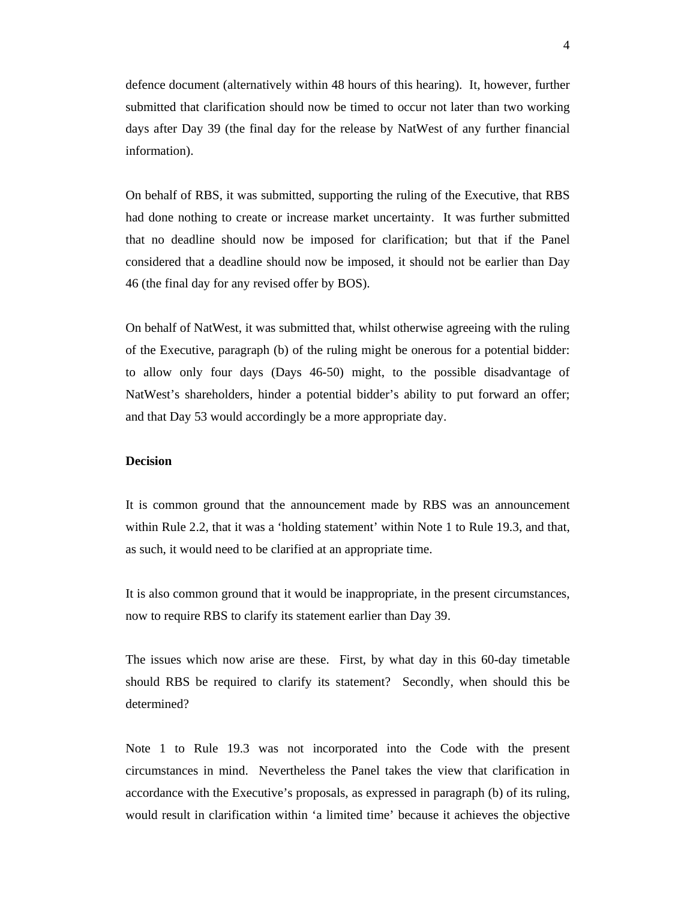defence document (alternatively within 48 hours of this hearing). It, however, further submitted that clarification should now be timed to occur not later than two working days after Day 39 (the final day for the release by NatWest of any further financial information).

On behalf of RBS, it was submitted, supporting the ruling of the Executive, that RBS had done nothing to create or increase market uncertainty. It was further submitted that no deadline should now be imposed for clarification; but that if the Panel considered that a deadline should now be imposed, it should not be earlier than Day 46 (the final day for any revised offer by BOS).

On behalf of NatWest, it was submitted that, whilst otherwise agreeing with the ruling of the Executive, paragraph (b) of the ruling might be onerous for a potential bidder: to allow only four days (Days 46-50) might, to the possible disadvantage of NatWest's shareholders, hinder a potential bidder's ability to put forward an offer; and that Day 53 would accordingly be a more appropriate day.

**Decision**

It is common ground that the announcement made by RBS was an announcement within Rule 2.2, that it was a 'holding statement' within Note 1 to Rule 19.3, and that, as such, it would need to be clarified at an appropriate time.

It is also common ground that it would be inappropriate, in the present circumstances, now to require RBS to clarify its statement earlier than Day 39.

The issues which now arise are these. First, by what day in this 60-day timetable should RBS be required to clarify its statement? Secondly, when should this be determined?

Note 1 to Rule 19.3 was not incorporated into the Code with the present circumstances in mind. Nevertheless the Panel takes the view that clarification in accordance with the Executive's proposals, as expressed in paragraph (b) of its ruling, would result in clarification within 'a limited time' because it achieves the objective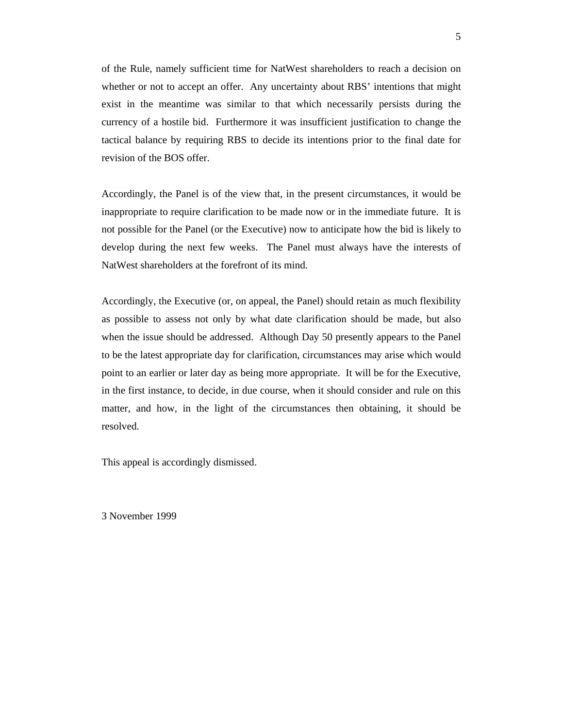of the Rule, namely sufficient time for NatWest shareholders to reach a decision on whether or not to accept an offer. Any uncertainty about RBS' intentions that might exist in the meantime was similar to that which necessarily persists during the currency of a hostile bid. Furthermore it was insufficient justification to change the tactical balance by requiring RBS to decide its intentions prior to the final date for revision of the BOS offer.

Accordingly, the Panel is of the view that, in the present circumstances, it would be inappropriate to require clarification to be made now or in the immediate future. It is not possible for the Panel (or the Executive) now to anticipate how the bid is likely to develop during the next few weeks. The Panel must always have the interests of NatWest shareholders at the forefront of its mind.

Accordingly, the Executive (or, on appeal, the Panel) should retain as much flexibility as possible to assess not only by what date clarification should be made, but also when the issue should be addressed. Although Day 50 presently appears to the Panel to be the latest appropriate day for clarification, circumstances may arise which would point to an earlier or later day as being more appropriate. It will be for the Executive, in the first instance, to decide, in due course, when it should consider and rule on this matter, and how, in the light of the circumstances then obtaining, it should be resolved.

This appeal is accordingly dismissed.

3 November 1999